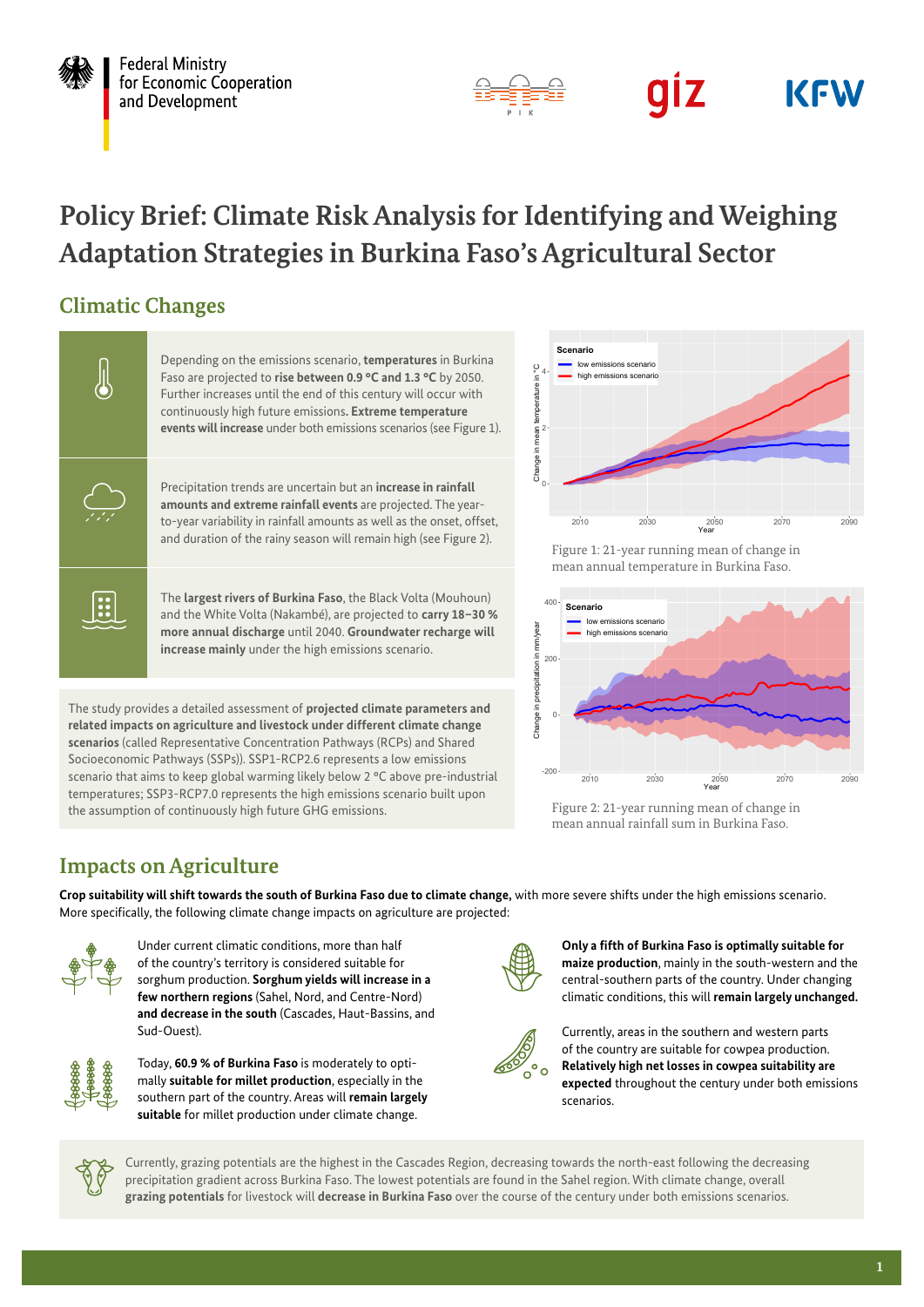Federal Ministry for Economic Cooperation and Development

# Policy Brief: Climate Risk Analysis for Identifying and Weighing Adaptation Strategies in Burkina Faso's Agricultural Sector

## Climatic Changes

Depending on the emissions scenario, **temperatures** in Burkina Faso are projected to **rise between 0.9 °C and 1.3 °C** by 2050. Further increases until the end of this century will occur with continuously high future emissions. **Extreme temperature events will increase** under both emissions scenarios (see Figure 1).

Precipitation trends are uncertain but an **increase in rainfall amounts and extreme rainfall events** are projected. The year-to-year variability in rainfall amounts as well as the onset, offset, and duration of the rainy season will remain high (see Figure 2).

The **largest rivers of Burkina Faso**, the Black Volta (Mouhoun) and the White Volta (Nakambé), are projected to **carry 18–30 % more annual discharge** until 2040. **Groundwater recharge will increase mainly** under the high emissions scenario.

The study provides a detailed assessment of **projected climate parameters and related impacts on agriculture and livestock under different climate change scenarios** (called Representative Concentration Pathways (RCPs) and Shared Socioeconomic Pathways (SSPs)). SSP1-RCP2.6 represents a low emissions scenario that aims to keep global warming likely below 2 °C above pre-industrial temperatures; SSP3-RCP7.0 represents the high emissions scenario built upon the assumption of continuously high future GHG emissions.

Scenario
low emissions scenario
high emissions scenario
Change in mean temperature in °C
0
2
4
2010
2030
2050
2070
2090
Year

Figure 1: 21-year running mean of change in mean annual temperature in Burkina Faso.

Scenario
low emissions scenario
high emissions scenario
Change in precipitation in mm/year
-200
0
200
400
2010
2030
2050
2070
2090
Year

Figure 2: 21-year running mean of change in mean annual rainfall sum in Burkina Faso.

## Impacts on Agriculture

**Crop suitability will shift towards the south of Burkina Faso due to climate change,** with more severe shifts under the high emissions scenario. More specifically, the following climate change impacts on agriculture are projected:

Under current climatic conditions, more than half of the country's territory is considered suitable for sorghum production. **Sorghum yields will increase in a few northern regions** (Sahel, Nord, and Centre-Nord) **and decrease in the south** (Cascades, Haut-Bassins, and Sud-Ouest).

Today, **60.9 % of Burkina Faso** is moderately to optimally **suitable for millet production**, especially in the southern part of the country. Areas will **remain largely suitable** for millet production under climate change.

**Only a fifth of Burkina Faso is optimally suitable for maize production**, mainly in the south-western and the central-southern parts of the country. Under changing climatic conditions, this will **remain largely unchanged.**

Currently, areas in the southern and western parts of the country are suitable for cowpea production. **Relatively high net losses in cowpea suitability are expected** throughout the century under both emissions scenarios.

Currently, grazing potentials are the highest in the Cascades Region, decreasing towards the north-east following the decreasing precipitation gradient across Burkina Faso. The lowest potentials are found in the Sahel region. With climate change, overall **grazing potentials** for livestock will **decrease in Burkina Faso** over the course of the century under both emissions scenarios.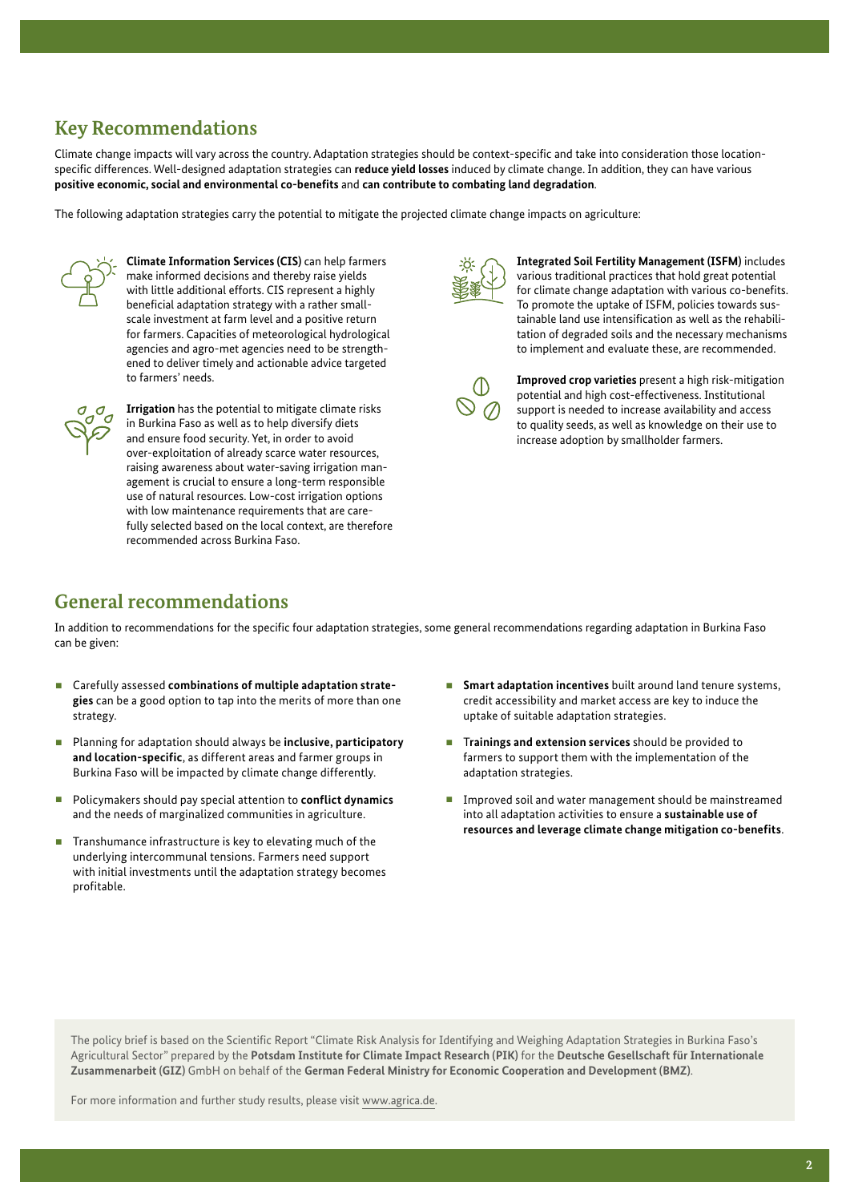## Key Recommendations

Climate change impacts will vary across the country. Adaptation strategies should be context-specific and take into consideration those location-specific differences. Well-designed adaptation strategies can **reduce yield losses** induced by climate change. In addition, they can have various **positive economic, social and environmental co-benefits** and **can contribute to combating land degradation**.

The following adaptation strategies carry the potential to mitigate the projected climate change impacts on agriculture:

**Climate Information Services (CIS)** can help farmers make informed decisions and thereby raise yields with little additional efforts. CIS represent a highly beneficial adaptation strategy with a rather small-scale investment at farm level and a positive return for farmers. Capacities of meteorological hydrological agencies and agro-met agencies need to be strengthened to deliver timely and actionable advice targeted to farmers' needs.

**Irrigation** has the potential to mitigate climate risks in Burkina Faso as well as to help diversify diets and ensure food security. Yet, in order to avoid over-exploitation of already scarce water resources, raising awareness about water-saving irrigation management is crucial to ensure a long-term responsible use of natural resources. Low-cost irrigation options with low maintenance requirements that are carefully selected based on the local context, are therefore recommended across Burkina Faso.

**Integrated Soil Fertility Management (ISFM)** includes various traditional practices that hold great potential for climate change adaptation with various co-benefits. To promote the uptake of ISFM, policies towards sustainable land use intensification as well as the rehabilitation of degraded soils and the necessary mechanisms to implement and evaluate these, are recommended.

**Improved crop varieties** present a high risk-mitigation potential and high cost-effectiveness. Institutional support is needed to increase availability and access to quality seeds, as well as knowledge on their use to increase adoption by smallholder farmers.

## General recommendations

In addition to recommendations for the specific four adaptation strategies, some general recommendations regarding adaptation in Burkina Faso can be given:

- Carefully assessed **combinations of multiple adaptation strategies** can be a good option to tap into the merits of more than one strategy.
- Planning for adaptation should always be **inclusive, participatory and location-specific**, as different areas and farmer groups in Burkina Faso will be impacted by climate change differently.
- Policymakers should pay special attention to **conflict dynamics** and the needs of marginalized communities in agriculture.
- Transhumance infrastructure is key to elevating much of the underlying intercommunal tensions. Farmers need support with initial investments until the adaptation strategy becomes profitable.
- **Smart adaptation incentives** built around land tenure systems, credit accessibility and market access are key to induce the uptake of suitable adaptation strategies.
- **Trainings and extension services** should be provided to farmers to support them with the implementation of the adaptation strategies.
- Improved soil and water management should be mainstreamed into all adaptation activities to ensure a **sustainable use of resources and leverage climate change mitigation co-benefits**.

The policy brief is based on the Scientific Report "Climate Risk Analysis for Identifying and Weighing Adaptation Strategies in Burkina Faso's Agricultural Sector" prepared by the **Potsdam Institute for Climate Impact Research (PIK)** for the **Deutsche Gesellschaft für Internationale Zusammenarbeit (GIZ)** GmbH on behalf of the **German Federal Ministry for Economic Cooperation and Development (BMZ)**.

For more information and further study results, please visit www.agrica.de.